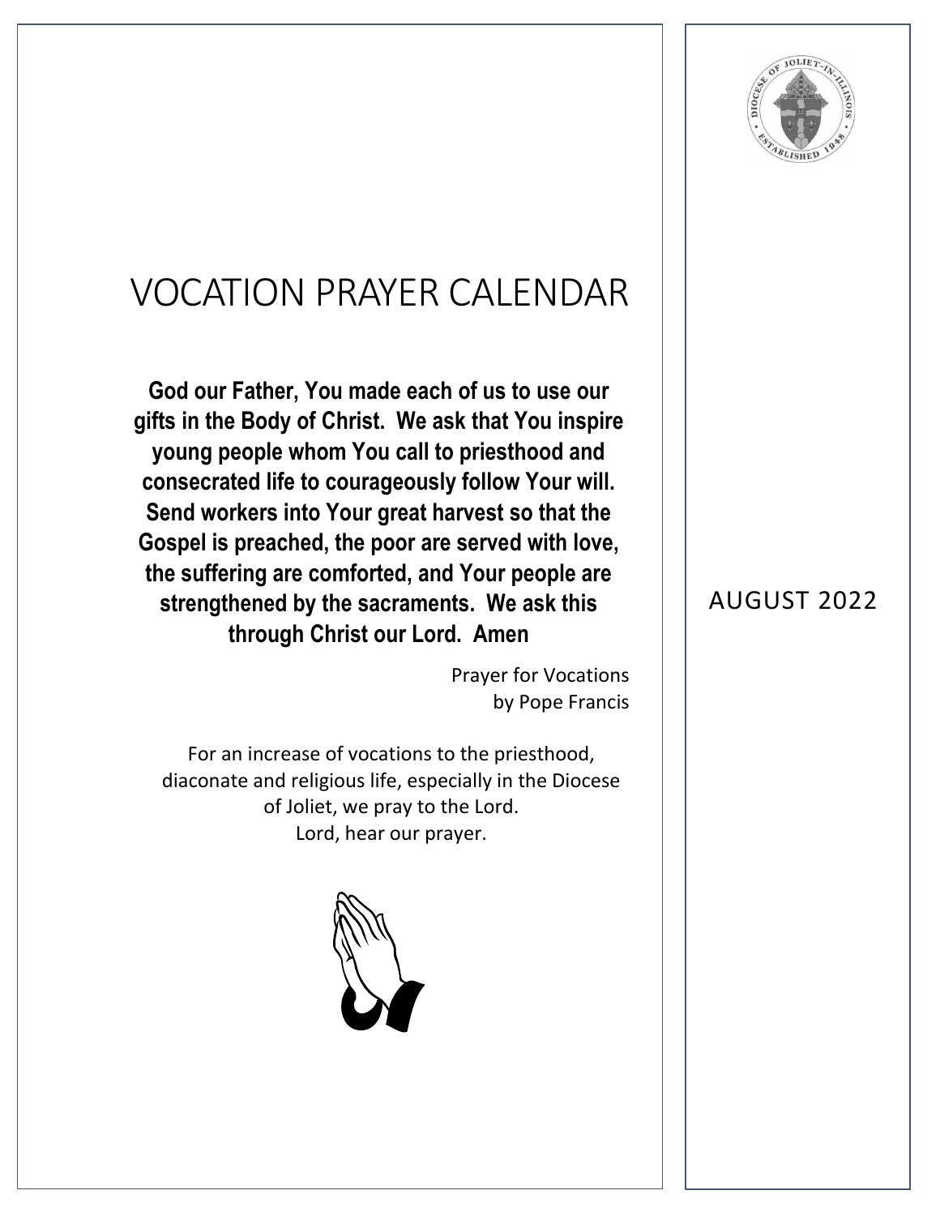# VOCATION PRAYER CALENDAR

**God our Father, You made each of us to use our gifts in the Body of Christ. We ask that You inspire young people whom You call to priesthood and consecrated life to courageously follow Your will. Send workers into Your great harvest so that the Gospel is preached, the poor are served with love, the suffering are comforted, and Your people are strengthened by the sacraments. We ask this through Christ our Lord. Amen**

Prayer for Vocations
by Pope Francis

For an increase of vocations to the priesthood, diaconate and religious life, especially in the Diocese of Joliet, we pray to the Lord.
Lord, hear our prayer.

AUGUST 2022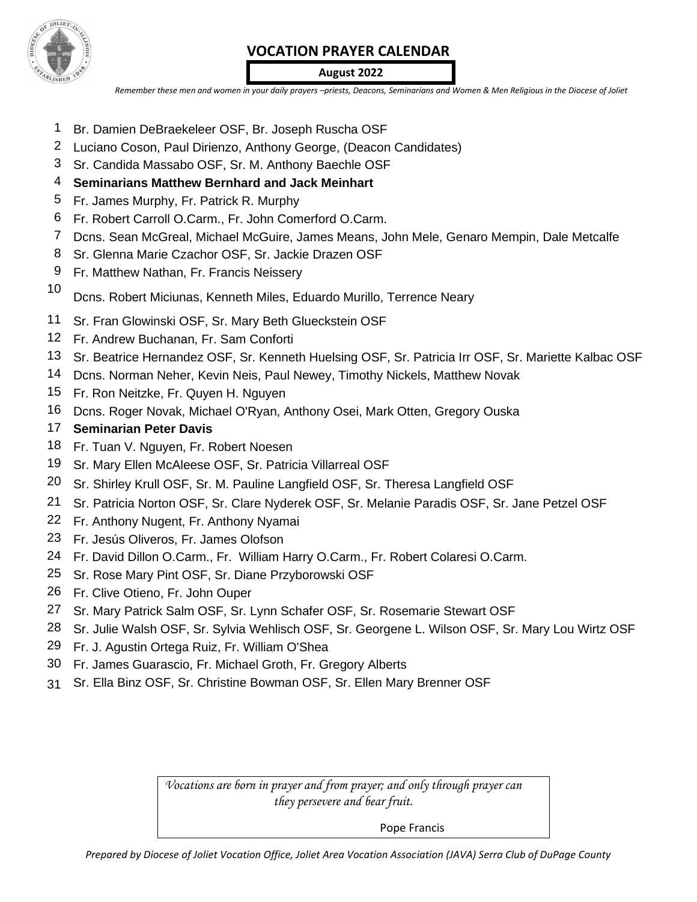# VOCATION PRAYER CALENDAR

**August 2022**

*Remember these men and women in your daily prayers –priests, Deacons, Seminarians and Women & Men Religious in the Diocese of Joliet*

1 Br. Damien DeBraekeleer OSF, Br. Joseph Ruscha OSF
2 Luciano Coson, Paul Dirienzo, Anthony George, (Deacon Candidates)
3 Sr. Candida Massabo OSF, Sr. M. Anthony Baechle OSF
4 **Seminarians Matthew Bernhard and Jack Meinhart**
5 Fr. James Murphy, Fr. Patrick R. Murphy
6 Fr. Robert Carroll O.Carm., Fr. John Comerford O.Carm.
7 Dcns. Sean McGreal, Michael McGuire, James Means, John Mele, Genaro Mempin, Dale Metcalfe
8 Sr. Glenna Marie Czachor OSF, Sr. Jackie Drazen OSF
9 Fr. Matthew Nathan, Fr. Francis Neissery
10 Dcns. Robert Miciunas, Kenneth Miles, Eduardo Murillo, Terrence Neary
11 Sr. Fran Glowinski OSF, Sr. Mary Beth Glueckstein OSF
12 Fr. Andrew Buchanan, Fr. Sam Conforti
13 Sr. Beatrice Hernandez OSF, Sr. Kenneth Huelsing OSF, Sr. Patricia Irr OSF, Sr. Mariette Kalbac OSF
14 Dcns. Norman Neher, Kevin Neis, Paul Newey, Timothy Nickels, Matthew Novak
15 Fr. Ron Neitzke, Fr. Quyen H. Nguyen
16 Dcns. Roger Novak, Michael O'Ryan, Anthony Osei, Mark Otten, Gregory Ouska
17 **Seminarian Peter Davis**
18 Fr. Tuan V. Nguyen, Fr. Robert Noesen
19 Sr. Mary Ellen McAleese OSF, Sr. Patricia Villarreal OSF
20 Sr. Shirley Krull OSF, Sr. M. Pauline Langfield OSF, Sr. Theresa Langfield OSF
21 Sr. Patricia Norton OSF, Sr. Clare Nyderek OSF, Sr. Melanie Paradis OSF, Sr. Jane Petzel OSF
22 Fr. Anthony Nugent, Fr. Anthony Nyamai
23 Fr. Jesús Oliveros, Fr. James Olofson
24 Fr. David Dillon O.Carm., Fr. William Harry O.Carm., Fr. Robert Colaresi O.Carm.
25 Sr. Rose Mary Pint OSF, Sr. Diane Przyborowski OSF
26 Fr. Clive Otieno, Fr. John Ouper
27 Sr. Mary Patrick Salm OSF, Sr. Lynn Schafer OSF, Sr. Rosemarie Stewart OSF
28 Sr. Julie Walsh OSF, Sr. Sylvia Wehlisch OSF, Sr. Georgene L. Wilson OSF, Sr. Mary Lou Wirtz OSF
29 Fr. J. Agustin Ortega Ruiz, Fr. William O'Shea
30 Fr. James Guarascio, Fr. Michael Groth, Fr. Gregory Alberts
31 Sr. Ella Binz OSF, Sr. Christine Bowman OSF, Sr. Ellen Mary Brenner OSF

*Vocations are born in prayer and from prayer; and only through prayer can they persevere and bear fruit.*

Pope Francis

*Prepared by Diocese of Joliet Vocation Office, Joliet Area Vocation Association (JAVA) Serra Club of DuPage County*